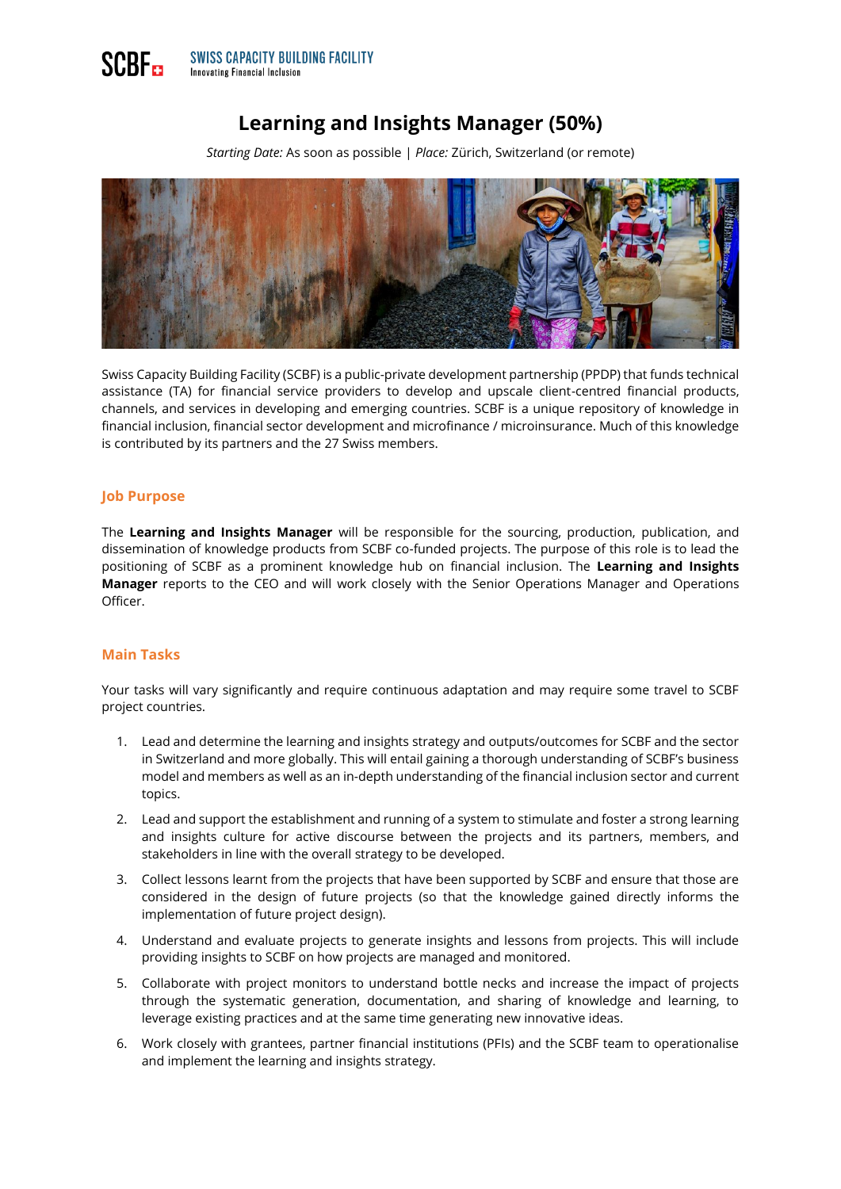SCBF SWISS CAPACITY BUILDING FACILITY
Innovating Financial Inclusion

# Learning and Insights Manager (50%)

*Starting Date:* As soon as possible | *Place:* Zürich, Switzerland (or remote)

Swiss Capacity Building Facility (SCBF) is a public-private development partnership (PPDP) that funds technical assistance (TA) for financial service providers to develop and upscale client-centred financial products, channels, and services in developing and emerging countries. SCBF is a unique repository of knowledge in financial inclusion, financial sector development and microfinance / microinsurance. Much of this knowledge is contributed by its partners and the 27 Swiss members.

## Job Purpose

The **Learning and Insights Manager** will be responsible for the sourcing, production, publication, and dissemination of knowledge products from SCBF co-funded projects. The purpose of this role is to lead the positioning of SCBF as a prominent knowledge hub on financial inclusion. The **Learning and Insights Manager** reports to the CEO and will work closely with the Senior Operations Manager and Operations Officer.

## Main Tasks

Your tasks will vary significantly and require continuous adaptation and may require some travel to SCBF project countries.

1. Lead and determine the learning and insights strategy and outputs/outcomes for SCBF and the sector in Switzerland and more globally. This will entail gaining a thorough understanding of SCBF's business model and members as well as an in-depth understanding of the financial inclusion sector and current topics.
2. Lead and support the establishment and running of a system to stimulate and foster a strong learning and insights culture for active discourse between the projects and its partners, members, and stakeholders in line with the overall strategy to be developed.
3. Collect lessons learnt from the projects that have been supported by SCBF and ensure that those are considered in the design of future projects (so that the knowledge gained directly informs the implementation of future project design).
4. Understand and evaluate projects to generate insights and lessons from projects. This will include providing insights to SCBF on how projects are managed and monitored.
5. Collaborate with project monitors to understand bottle necks and increase the impact of projects through the systematic generation, documentation, and sharing of knowledge and learning, to leverage existing practices and at the same time generating new innovative ideas.
6. Work closely with grantees, partner financial institutions (PFIs) and the SCBF team to operationalise and implement the learning and insights strategy.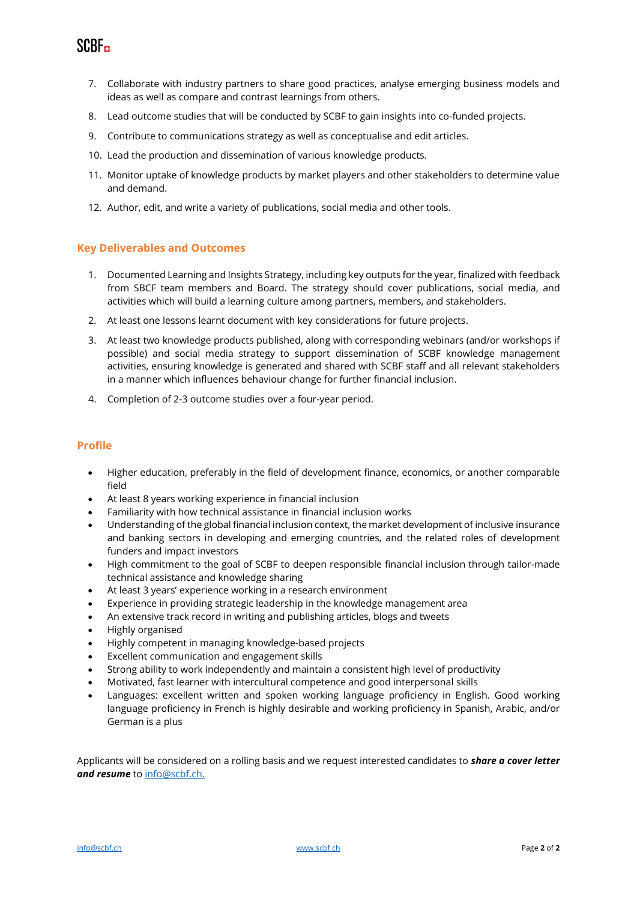7. Collaborate with industry partners to share good practices, analyse emerging business models and ideas as well as compare and contrast learnings from others.
8. Lead outcome studies that will be conducted by SCBF to gain insights into co-funded projects.
9. Contribute to communications strategy as well as conceptualise and edit articles.
10. Lead the production and dissemination of various knowledge products.
11. Monitor uptake of knowledge products by market players and other stakeholders to determine value and demand.
12. Author, edit, and write a variety of publications, social media and other tools.

## Key Deliverables and Outcomes

1. Documented Learning and Insights Strategy, including key outputs for the year, finalized with feedback from SBCF team members and Board. The strategy should cover publications, social media, and activities which will build a learning culture among partners, members, and stakeholders.
2. At least one lessons learnt document with key considerations for future projects.
3. At least two knowledge products published, along with corresponding webinars (and/or workshops if possible) and social media strategy to support dissemination of SCBF knowledge management activities, ensuring knowledge is generated and shared with SCBF staff and all relevant stakeholders in a manner which influences behaviour change for further financial inclusion.
4. Completion of 2-3 outcome studies over a four-year period.

## Profile

- Higher education, preferably in the field of development finance, economics, or another comparable field
- At least 8 years working experience in financial inclusion
- Familiarity with how technical assistance in financial inclusion works
- Understanding of the global financial inclusion context, the market development of inclusive insurance and banking sectors in developing and emerging countries, and the related roles of development funders and impact investors
- High commitment to the goal of SCBF to deepen responsible financial inclusion through tailor-made technical assistance and knowledge sharing
- At least 3 years' experience working in a research environment
- Experience in providing strategic leadership in the knowledge management area
- An extensive track record in writing and publishing articles, blogs and tweets
- Highly organised
- Highly competent in managing knowledge-based projects
- Excellent communication and engagement skills
- Strong ability to work independently and maintain a consistent high level of productivity
- Motivated, fast learner with intercultural competence and good interpersonal skills
- Languages: excellent written and spoken working language proficiency in English. Good working language proficiency in French is highly desirable and working proficiency in Spanish, Arabic, and/or German is a plus

Applicants will be considered on a rolling basis and we request interested candidates to ***share a cover letter and resume*** to info@scbf.ch.